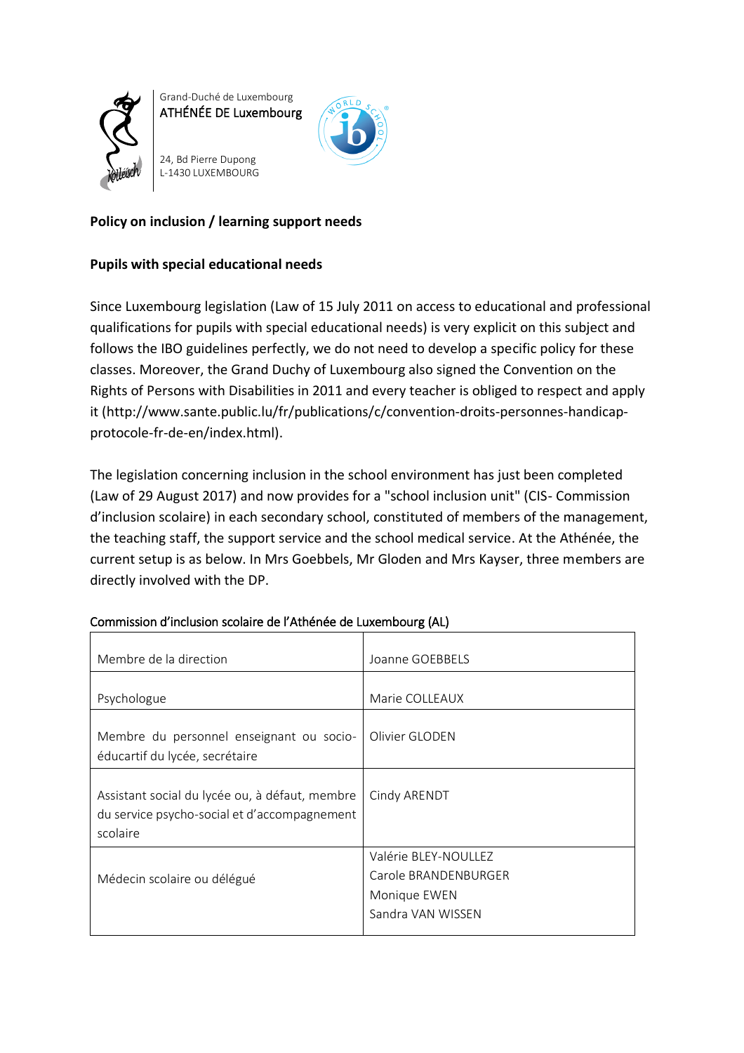Grand-Duché de Luxembourg
ATHÉNÉE DE Luxembourg

24, Bd Pierre Dupong
L-1430 LUXEMBOURG

**Policy on inclusion / learning support needs**

**Pupils with special educational needs**

Since Luxembourg legislation (Law of 15 July 2011 on access to educational and professional qualifications for pupils with special educational needs) is very explicit on this subject and follows the IBO guidelines perfectly, we do not need to develop a specific policy for these classes. Moreover, the Grand Duchy of Luxembourg also signed the Convention on the Rights of Persons with Disabilities in 2011 and every teacher is obliged to respect and apply it (http://www.sante.public.lu/fr/publications/c/convention-droits-personnes-handicap-protocole-fr-de-en/index.html).

The legislation concerning inclusion in the school environment has just been completed (Law of 29 August 2017) and now provides for a "school inclusion unit" (CIS- Commission d'inclusion scolaire) in each secondary school, constituted of members of the management, the teaching staff, the support service and the school medical service. At the Athénée, the current setup is as below. In Mrs Goebbels, Mr Gloden and Mrs Kayser, three members are directly involved with the DP.

Commission d'inclusion scolaire de l'Athénée de Luxembourg (AL)

| | |
|---|---|
| Membre de la direction | Joanne GOEBBELS |
| Psychologue | Marie COLLEAUX |
| Membre du personnel enseignant ou socio-éducartif du lycée, secrétaire | Olivier GLODEN |
| Assistant social du lycée ou, à défaut, membre du service psycho-social et d'accompagnement scolaire | Cindy ARENDT |
| Médecin scolaire ou délégué | Valérie BLEY-NOULLEZ<br>Carole BRANDENBURGER<br>Monique EWEN<br>Sandra VAN WISSEN |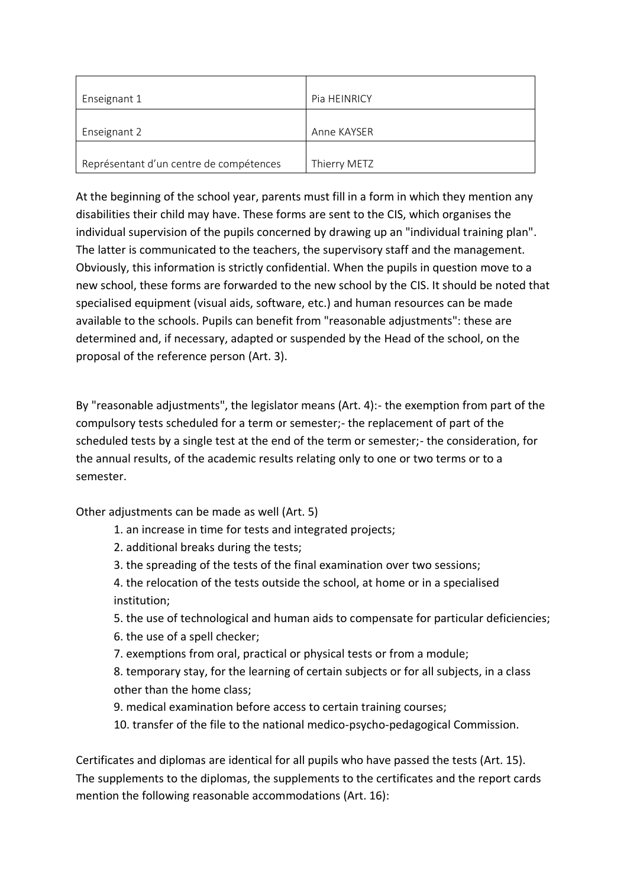| Enseignant 1 | Pia HEINRICY |
|---|---|
| Enseignant 2 | Anne KAYSER |
| Représentant d'un centre de compétences | Thierry METZ |

At the beginning of the school year, parents must fill in a form in which they mention any disabilities their child may have. These forms are sent to the CIS, which organises the individual supervision of the pupils concerned by drawing up an "individual training plan". The latter is communicated to the teachers, the supervisory staff and the management. Obviously, this information is strictly confidential. When the pupils in question move to a new school, these forms are forwarded to the new school by the CIS. It should be noted that specialised equipment (visual aids, software, etc.) and human resources can be made available to the schools. Pupils can benefit from "reasonable adjustments": these are determined and, if necessary, adapted or suspended by the Head of the school, on the proposal of the reference person (Art. 3).

By "reasonable adjustments", the legislator means (Art. 4):- the exemption from part of the compulsory tests scheduled for a term or semester;- the replacement of part of the scheduled tests by a single test at the end of the term or semester;- the consideration, for the annual results, of the academic results relating only to one or two terms or to a semester.

Other adjustments can be made as well (Art. 5)

1. an increase in time for tests and integrated projects;
2. additional breaks during the tests;
3. the spreading of the tests of the final examination over two sessions;
4. the relocation of the tests outside the school, at home or in a specialised institution;
5. the use of technological and human aids to compensate for particular deficiencies;
6. the use of a spell checker;
7. exemptions from oral, practical or physical tests or from a module;
8. temporary stay, for the learning of certain subjects or for all subjects, in a class other than the home class;
9. medical examination before access to certain training courses;
10. transfer of the file to the national medico-psycho-pedagogical Commission.

Certificates and diplomas are identical for all pupils who have passed the tests (Art. 15). The supplements to the diplomas, the supplements to the certificates and the report cards mention the following reasonable accommodations (Art. 16):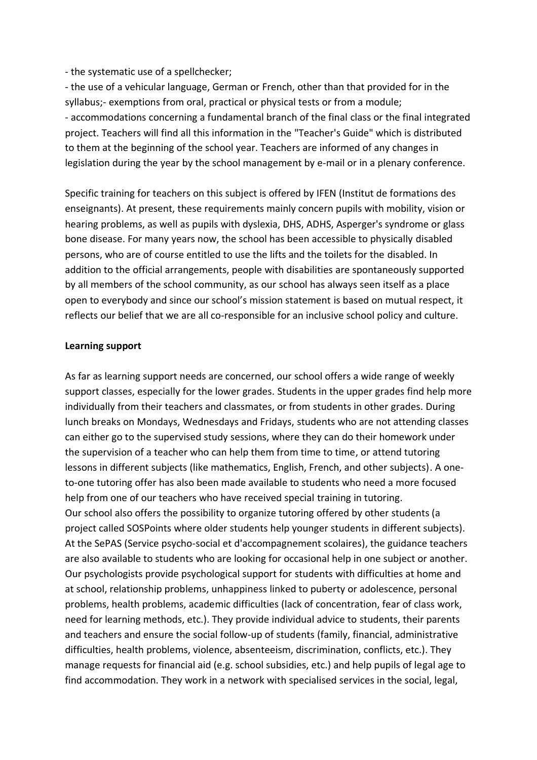- the systematic use of a spellchecker;
- the use of a vehicular language, German or French, other than that provided for in the syllabus;- exemptions from oral, practical or physical tests or from a module;
- accommodations concerning a fundamental branch of the final class or the final integrated project. Teachers will find all this information in the "Teacher's Guide" which is distributed to them at the beginning of the school year. Teachers are informed of any changes in legislation during the year by the school management by e-mail or in a plenary conference.

Specific training for teachers on this subject is offered by IFEN (Institut de formations des enseignants). At present, these requirements mainly concern pupils with mobility, vision or hearing problems, as well as pupils with dyslexia, DHS, ADHS, Asperger's syndrome or glass bone disease. For many years now, the school has been accessible to physically disabled persons, who are of course entitled to use the lifts and the toilets for the disabled. In addition to the official arrangements, people with disabilities are spontaneously supported by all members of the school community, as our school has always seen itself as a place open to everybody and since our school's mission statement is based on mutual respect, it reflects our belief that we are all co-responsible for an inclusive school policy and culture.

**Learning support**

As far as learning support needs are concerned, our school offers a wide range of weekly support classes, especially for the lower grades. Students in the upper grades find help more individually from their teachers and classmates, or from students in other grades. During lunch breaks on Mondays, Wednesdays and Fridays, students who are not attending classes can either go to the supervised study sessions, where they can do their homework under the supervision of a teacher who can help them from time to time, or attend tutoring lessons in different subjects (like mathematics, English, French, and other subjects). A one-to-one tutoring offer has also been made available to students who need a more focused help from one of our teachers who have received special training in tutoring.
Our school also offers the possibility to organize tutoring offered by other students (a project called SOSPoints where older students help younger students in different subjects). At the SePAS (Service psycho-social et d'accompagnement scolaires), the guidance teachers are also available to students who are looking for occasional help in one subject or another. Our psychologists provide psychological support for students with difficulties at home and at school, relationship problems, unhappiness linked to puberty or adolescence, personal problems, health problems, academic difficulties (lack of concentration, fear of class work, need for learning methods, etc.). They provide individual advice to students, their parents and teachers and ensure the social follow-up of students (family, financial, administrative difficulties, health problems, violence, absenteeism, discrimination, conflicts, etc.). They manage requests for financial aid (e.g. school subsidies, etc.) and help pupils of legal age to find accommodation. They work in a network with specialised services in the social, legal,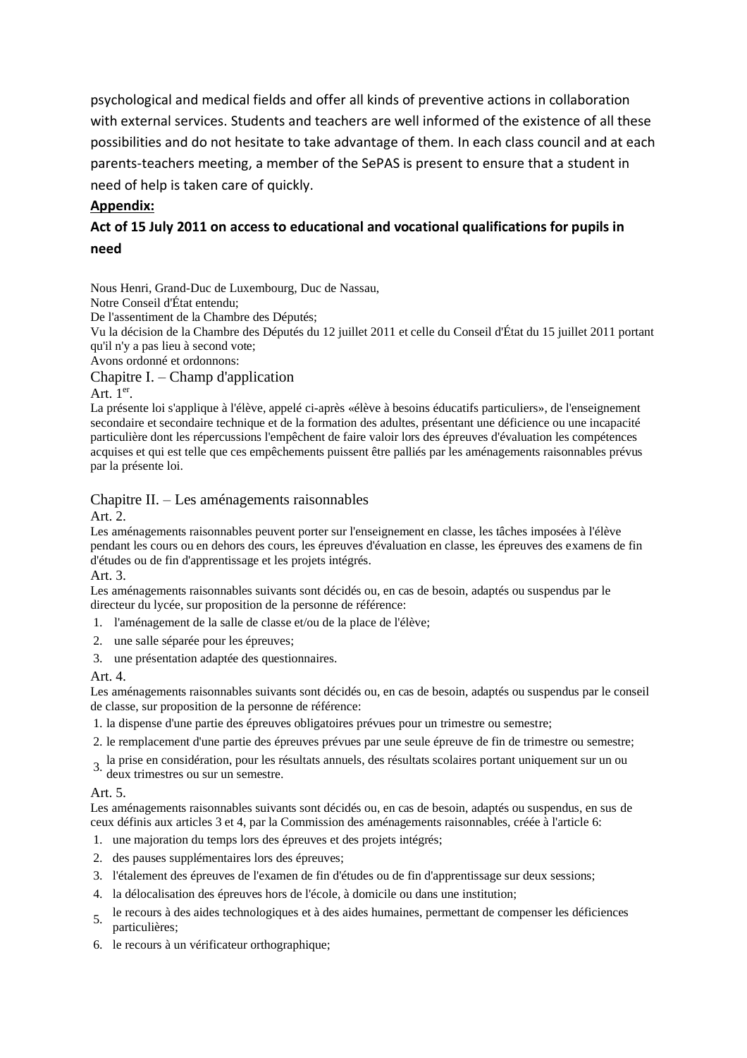psychological and medical fields and offer all kinds of preventive actions in collaboration with external services. Students and teachers are well informed of the existence of all these possibilities and do not hesitate to take advantage of them. In each class council and at each parents-teachers meeting, a member of the SePAS is present to ensure that a student in need of help is taken care of quickly.

**Appendix:**

### Act of 15 July 2011 on access to educational and vocational qualifications for pupils in need

Nous Henri, Grand-Duc de Luxembourg, Duc de Nassau,
Notre Conseil d'État entendu;
De l'assentiment de la Chambre des Députés;
Vu la décision de la Chambre des Députés du 12 juillet 2011 et celle du Conseil d'État du 15 juillet 2011 portant qu'il n'y a pas lieu à second vote;
Avons ordonné et ordonnons:

## Chapitre I. – Champ d'application

Art. 1[er].

La présente loi s'applique à l'élève, appelé ci-après «élève à besoins éducatifs particuliers», de l'enseignement secondaire et secondaire technique et de la formation des adultes, présentant une déficience ou une incapacité particulière dont les répercussions l'empêchent de faire valoir lors des épreuves d'évaluation les compétences acquises et qui est telle que ces empêchements puissent être palliés par les aménagements raisonnables prévus par la présente loi.

## Chapitre II. – Les aménagements raisonnables

Art. 2.

Les aménagements raisonnables peuvent porter sur l'enseignement en classe, les tâches imposées à l'élève pendant les cours ou en dehors des cours, les épreuves d'évaluation en classe, les épreuves des examens de fin d'études ou de fin d'apprentissage et les projets intégrés.

Art. 3.

Les aménagements raisonnables suivants sont décidés ou, en cas de besoin, adaptés ou suspendus par le directeur du lycée, sur proposition de la personne de référence:

1. l'aménagement de la salle de classe et/ou de la place de l'élève;
2. une salle séparée pour les épreuves;
3. une présentation adaptée des questionnaires.

Art. 4.

Les aménagements raisonnables suivants sont décidés ou, en cas de besoin, adaptés ou suspendus par le conseil de classe, sur proposition de la personne de référence:

1. la dispense d'une partie des épreuves obligatoires prévues pour un trimestre ou semestre;
2. le remplacement d'une partie des épreuves prévues par une seule épreuve de fin de trimestre ou semestre;
3. la prise en considération, pour les résultats annuels, des résultats scolaires portant uniquement sur un ou deux trimestres ou sur un semestre.

Art. 5.

Les aménagements raisonnables suivants sont décidés ou, en cas de besoin, adaptés ou suspendus, en sus de ceux définis aux articles 3 et 4, par la Commission des aménagements raisonnables, créée à l'article 6:

1. une majoration du temps lors des épreuves et des projets intégrés;
2. des pauses supplémentaires lors des épreuves;
3. l'étalement des épreuves de l'examen de fin d'études ou de fin d'apprentissage sur deux sessions;
4. la délocalisation des épreuves hors de l'école, à domicile ou dans une institution;
5. le recours à des aides technologiques et à des aides humaines, permettant de compenser les déficiences particulières;
6. le recours à un vérificateur orthographique;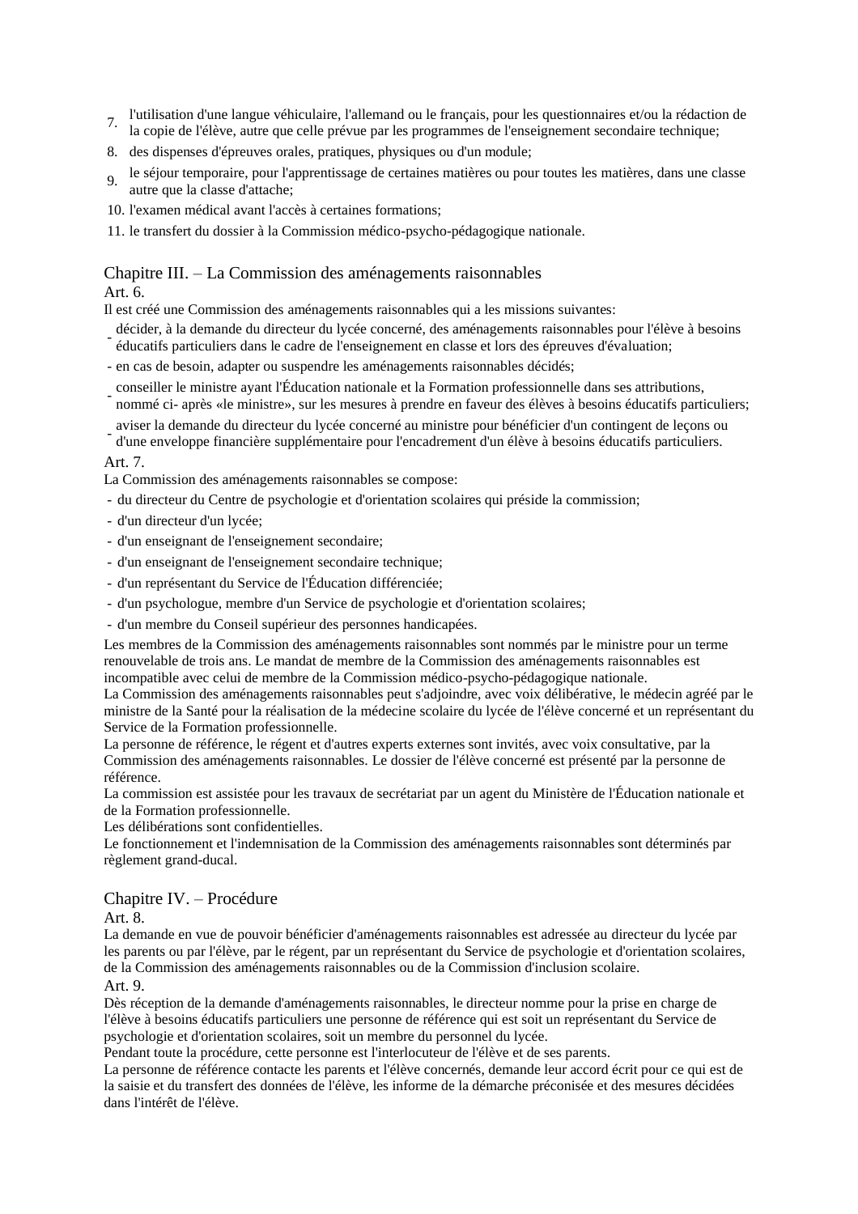7. l'utilisation d'une langue véhiculaire, l'allemand ou le français, pour les questionnaires et/ou la rédaction de la copie de l'élève, autre que celle prévue par les programmes de l'enseignement secondaire technique;
8. des dispenses d'épreuves orales, pratiques, physiques ou d'un module;
9. le séjour temporaire, pour l'apprentissage de certaines matières ou pour toutes les matières, dans une classe autre que la classe d'attache;
10. l'examen médical avant l'accès à certaines formations;
11. le transfert du dossier à la Commission médico-psycho-pédagogique nationale.

## Chapitre III. – La Commission des aménagements raisonnables

Art. 6.

Il est créé une Commission des aménagements raisonnables qui a les missions suivantes:

- décider, à la demande du directeur du lycée concerné, des aménagements raisonnables pour l'élève à besoins éducatifs particuliers dans le cadre de l'enseignement en classe et lors des épreuves d'évaluation;
- en cas de besoin, adapter ou suspendre les aménagements raisonnables décidés;
- conseiller le ministre ayant l'Éducation nationale et la Formation professionnelle dans ses attributions, nommé ci- après «le ministre», sur les mesures à prendre en faveur des élèves à besoins éducatifs particuliers;
- aviser la demande du directeur du lycée concerné au ministre pour bénéficier d'un contingent de leçons ou d'une enveloppe financière supplémentaire pour l'encadrement d'un élève à besoins éducatifs particuliers.

Art. 7.

La Commission des aménagements raisonnables se compose:

- du directeur du Centre de psychologie et d'orientation scolaires qui préside la commission;
- d'un directeur d'un lycée;
- d'un enseignant de l'enseignement secondaire;
- d'un enseignant de l'enseignement secondaire technique;
- d'un représentant du Service de l'Éducation différenciée;
- d'un psychologue, membre d'un Service de psychologie et d'orientation scolaires;
- d'un membre du Conseil supérieur des personnes handicapées.

Les membres de la Commission des aménagements raisonnables sont nommés par le ministre pour un terme renouvelable de trois ans. Le mandat de membre de la Commission des aménagements raisonnables est incompatible avec celui de membre de la Commission médico-psycho-pédagogique nationale.

La Commission des aménagements raisonnables peut s'adjoindre, avec voix délibérative, le médecin agréé par le ministre de la Santé pour la réalisation de la médecine scolaire du lycée de l'élève concerné et un représentant du Service de la Formation professionnelle.

La personne de référence, le régent et d'autres experts externes sont invités, avec voix consultative, par la Commission des aménagements raisonnables. Le dossier de l'élève concerné est présenté par la personne de référence.

La commission est assistée pour les travaux de secrétariat par un agent du Ministère de l'Éducation nationale et de la Formation professionnelle.

Les délibérations sont confidentielles.

Le fonctionnement et l'indemnisation de la Commission des aménagements raisonnables sont déterminés par règlement grand-ducal.

## Chapitre IV. – Procédure

Art. 8.

La demande en vue de pouvoir bénéficier d'aménagements raisonnables est adressée au directeur du lycée par les parents ou par l'élève, par le régent, par un représentant du Service de psychologie et d'orientation scolaires, de la Commission des aménagements raisonnables ou de la Commission d'inclusion scolaire.

Art. 9.

Dès réception de la demande d'aménagements raisonnables, le directeur nomme pour la prise en charge de l'élève à besoins éducatifs particuliers une personne de référence qui est soit un représentant du Service de psychologie et d'orientation scolaires, soit un membre du personnel du lycée.

Pendant toute la procédure, cette personne est l'interlocuteur de l'élève et de ses parents.

La personne de référence contacte les parents et l'élève concernés, demande leur accord écrit pour ce qui est de la saisie et du transfert des données de l'élève, les informe de la démarche préconisée et des mesures décidées dans l'intérêt de l'élève.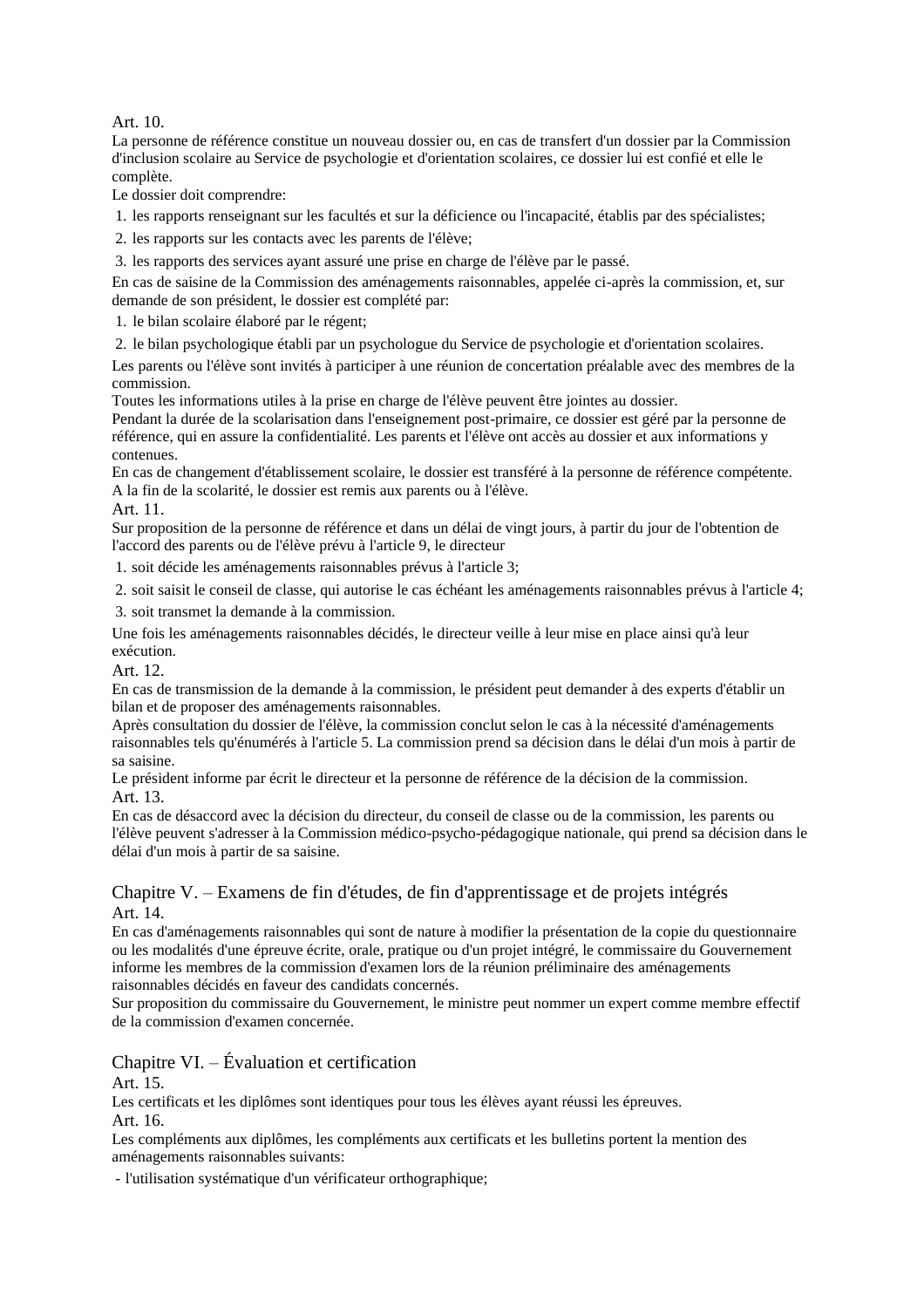Art. 10.

La personne de référence constitue un nouveau dossier ou, en cas de transfert d'un dossier par la Commission d'inclusion scolaire au Service de psychologie et d'orientation scolaires, ce dossier lui est confié et elle le complète.

Le dossier doit comprendre:

1. les rapports renseignant sur les facultés et sur la déficience ou l'incapacité, établis par des spécialistes;
2. les rapports sur les contacts avec les parents de l'élève;
3. les rapports des services ayant assuré une prise en charge de l'élève par le passé.

En cas de saisine de la Commission des aménagements raisonnables, appelée ci-après la commission, et, sur demande de son président, le dossier est complété par:

1. le bilan scolaire élaboré par le régent;
2. le bilan psychologique établi par un psychologue du Service de psychologie et d'orientation scolaires.

Les parents ou l'élève sont invités à participer à une réunion de concertation préalable avec des membres de la commission.

Toutes les informations utiles à la prise en charge de l'élève peuvent être jointes au dossier.

Pendant la durée de la scolarisation dans l'enseignement post-primaire, ce dossier est géré par la personne de référence, qui en assure la confidentialité. Les parents et l'élève ont accès au dossier et aux informations y contenues.

En cas de changement d'établissement scolaire, le dossier est transféré à la personne de référence compétente. A la fin de la scolarité, le dossier est remis aux parents ou à l'élève.

Art. 11.

Sur proposition de la personne de référence et dans un délai de vingt jours, à partir du jour de l'obtention de l'accord des parents ou de l'élève prévu à l'article 9, le directeur

1. soit décide les aménagements raisonnables prévus à l'article 3;
2. soit saisit le conseil de classe, qui autorise le cas échéant les aménagements raisonnables prévus à l'article 4;
3. soit transmet la demande à la commission.

Une fois les aménagements raisonnables décidés, le directeur veille à leur mise en place ainsi qu'à leur exécution.

Art. 12.

En cas de transmission de la demande à la commission, le président peut demander à des experts d'établir un bilan et de proposer des aménagements raisonnables.

Après consultation du dossier de l'élève, la commission conclut selon le cas à la nécessité d'aménagements raisonnables tels qu'énumérés à l'article 5. La commission prend sa décision dans le délai d'un mois à partir de sa saisine.

Le président informe par écrit le directeur et la personne de référence de la décision de la commission.

Art. 13.

En cas de désaccord avec la décision du directeur, du conseil de classe ou de la commission, les parents ou l'élève peuvent s'adresser à la Commission médico-psycho-pédagogique nationale, qui prend sa décision dans le délai d'un mois à partir de sa saisine.

## Chapitre V. – Examens de fin d'études, de fin d'apprentissage et de projets intégrés

Art. 14.

En cas d'aménagements raisonnables qui sont de nature à modifier la présentation de la copie du questionnaire ou les modalités d'une épreuve écrite, orale, pratique ou d'un projet intégré, le commissaire du Gouvernement informe les membres de la commission d'examen lors de la réunion préliminaire des aménagements raisonnables décidés en faveur des candidats concernés.

Sur proposition du commissaire du Gouvernement, le ministre peut nommer un expert comme membre effectif de la commission d'examen concernée.

## Chapitre VI. – Évaluation et certification

Art. 15.

Les certificats et les diplômes sont identiques pour tous les élèves ayant réussi les épreuves.

Art. 16.

Les compléments aux diplômes, les compléments aux certificats et les bulletins portent la mention des aménagements raisonnables suivants:

- l'utilisation systématique d'un vérificateur orthographique;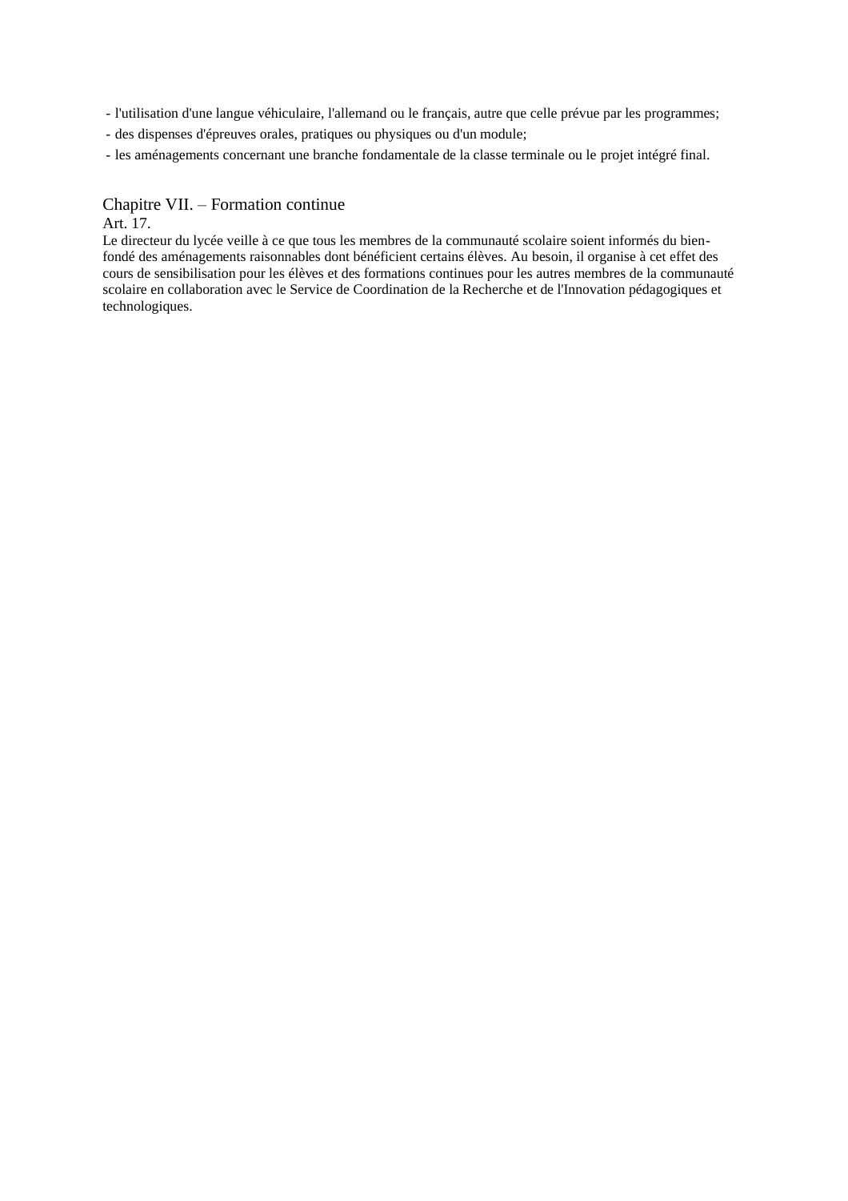- l'utilisation d'une langue véhiculaire, l'allemand ou le français, autre que celle prévue par les programmes;
- des dispenses d'épreuves orales, pratiques ou physiques ou d'un module;
- les aménagements concernant une branche fondamentale de la classe terminale ou le projet intégré final.

## Chapitre VII. – Formation continue

### Art. 17.

Le directeur du lycée veille à ce que tous les membres de la communauté scolaire soient informés du bien-fondé des aménagements raisonnables dont bénéficient certains élèves. Au besoin, il organise à cet effet des cours de sensibilisation pour les élèves et des formations continues pour les autres membres de la communauté scolaire en collaboration avec le Service de Coordination de la Recherche et de l'Innovation pédagogiques et technologiques.